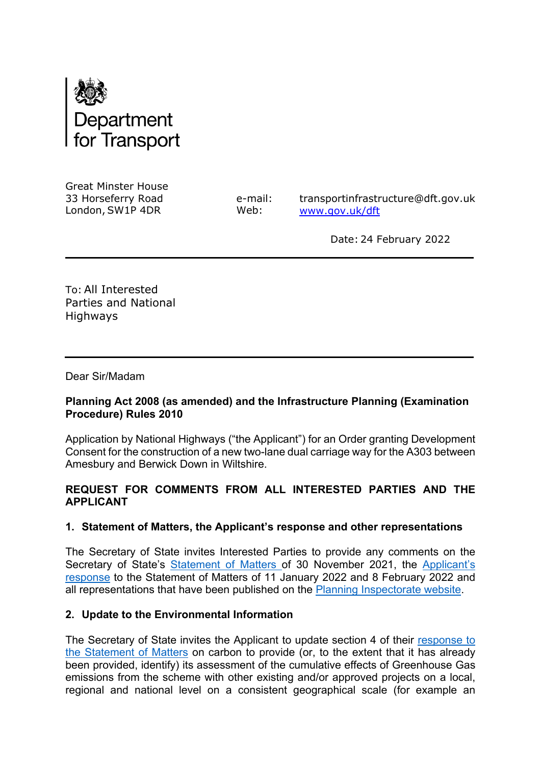Department for Transport

Great Minster House
33 Horseferry Road
London, SW1P 4DR

e-mail: transportinfrastructure@dft.gov.uk
Web: www.gov.uk/dft

Date: 24 February 2022

To: All Interested Parties and National Highways

Dear Sir/Madam

**Planning Act 2008 (as amended) and the Infrastructure Planning (Examination Procedure) Rules 2010**

Application by National Highways ("the Applicant") for an Order granting Development Consent for the construction of a new two-lane dual carriage way for the A303 between Amesbury and Berwick Down in Wiltshire.

**REQUEST FOR COMMENTS FROM ALL INTERESTED PARTIES AND THE APPLICANT**

**1. Statement of Matters, the Applicant's response and other representations**

The Secretary of State invites Interested Parties to provide any comments on the Secretary of State's Statement of Matters of 30 November 2021, the Applicant's response to the Statement of Matters of 11 January 2022 and 8 February 2022 and all representations that have been published on the Planning Inspectorate website.

**2. Update to the Environmental Information**

The Secretary of State invites the Applicant to update section 4 of their response to the Statement of Matters on carbon to provide (or, to the extent that it has already been provided, identify) its assessment of the cumulative effects of Greenhouse Gas emissions from the scheme with other existing and/or approved projects on a local, regional and national level on a consistent geographical scale (for example an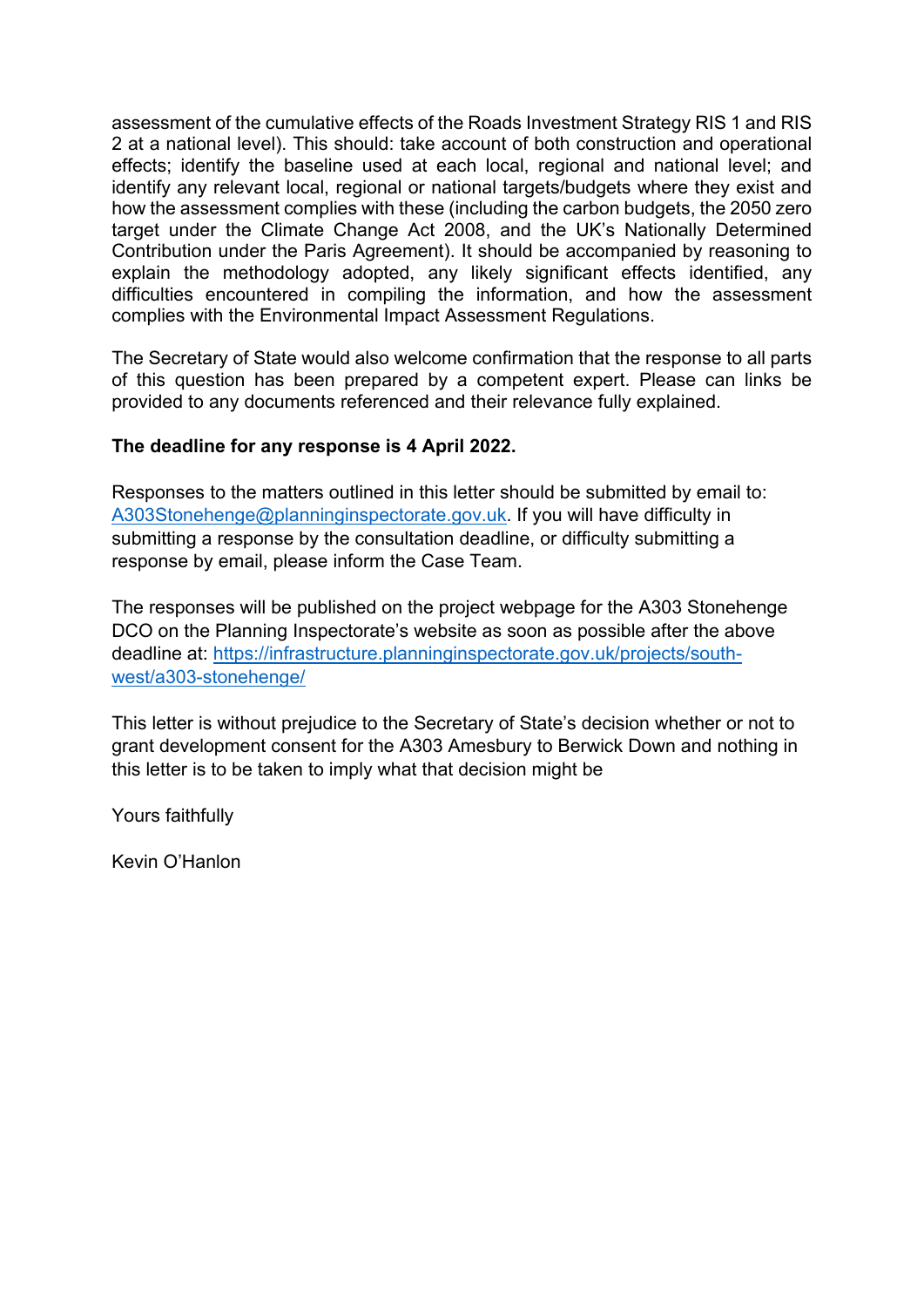assessment of the cumulative effects of the Roads Investment Strategy RIS 1 and RIS 2 at a national level). This should: take account of both construction and operational effects; identify the baseline used at each local, regional and national level; and identify any relevant local, regional or national targets/budgets where they exist and how the assessment complies with these (including the carbon budgets, the 2050 zero target under the Climate Change Act 2008, and the UK's Nationally Determined Contribution under the Paris Agreement). It should be accompanied by reasoning to explain the methodology adopted, any likely significant effects identified, any difficulties encountered in compiling the information, and how the assessment complies with the Environmental Impact Assessment Regulations.

The Secretary of State would also welcome confirmation that the response to all parts of this question has been prepared by a competent expert. Please can links be provided to any documents referenced and their relevance fully explained.

**The deadline for any response is 4 April 2022.**

Responses to the matters outlined in this letter should be submitted by email to: A303Stonehenge@planninginspectorate.gov.uk. If you will have difficulty in submitting a response by the consultation deadline, or difficulty submitting a response by email, please inform the Case Team.

The responses will be published on the project webpage for the A303 Stonehenge DCO on the Planning Inspectorate's website as soon as possible after the above deadline at: https://infrastructure.planninginspectorate.gov.uk/projects/south-west/a303-stonehenge/

This letter is without prejudice to the Secretary of State's decision whether or not to grant development consent for the A303 Amesbury to Berwick Down and nothing in this letter is to be taken to imply what that decision might be

Yours faithfully

Kevin O'Hanlon